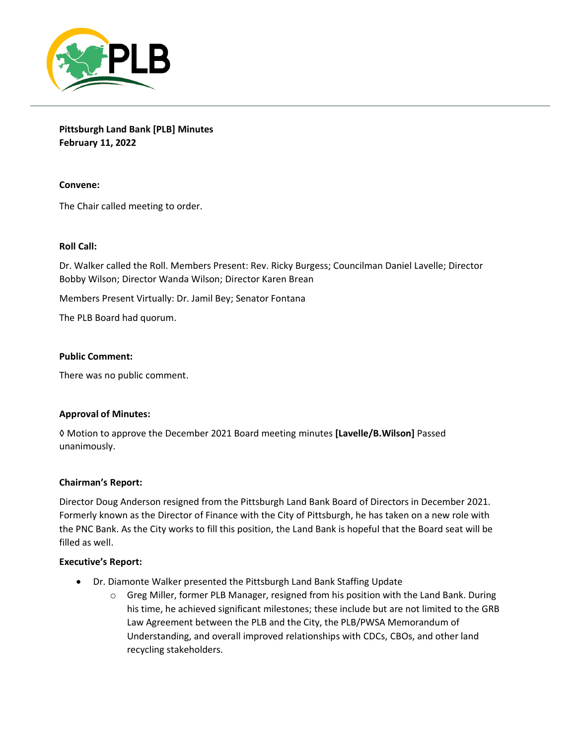**Pittsburgh Land Bank [PLB] Minutes**
**February 11, 2022**

**Convene:**

The Chair called meeting to order.

**Roll Call:**

Dr. Walker called the Roll. Members Present: Rev. Ricky Burgess; Councilman Daniel Lavelle; Director Bobby Wilson; Director Wanda Wilson; Director Karen Brean

Members Present Virtually: Dr. Jamil Bey; Senator Fontana

The PLB Board had quorum.

**Public Comment:**

There was no public comment.

**Approval of Minutes:**

◊ Motion to approve the December 2021 Board meeting minutes **[Lavelle/B.Wilson]** Passed unanimously.

**Chairman's Report:**

Director Doug Anderson resigned from the Pittsburgh Land Bank Board of Directors in December 2021. Formerly known as the Director of Finance with the City of Pittsburgh, he has taken on a new role with the PNC Bank. As the City works to fill this position, the Land Bank is hopeful that the Board seat will be filled as well.

**Executive's Report:**

- Dr. Diamonte Walker presented the Pittsburgh Land Bank Staffing Update
    - Greg Miller, former PLB Manager, resigned from his position with the Land Bank. During his time, he achieved significant milestones; these include but are not limited to the GRB Law Agreement between the PLB and the City, the PLB/PWSA Memorandum of Understanding, and overall improved relationships with CDCs, CBOs, and other land recycling stakeholders.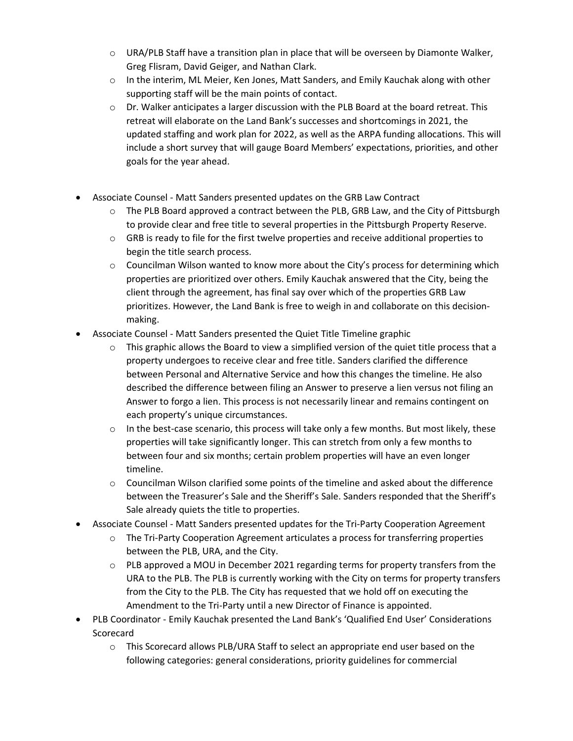- URA/PLB Staff have a transition plan in place that will be overseen by Diamonte Walker, Greg Flisram, David Geiger, and Nathan Clark.
  - In the interim, ML Meier, Ken Jones, Matt Sanders, and Emily Kauchak along with other supporting staff will be the main points of contact.
  - Dr. Walker anticipates a larger discussion with the PLB Board at the board retreat. This retreat will elaborate on the Land Bank's successes and shortcomings in 2021, the updated staffing and work plan for 2022, as well as the ARPA funding allocations. This will include a short survey that will gauge Board Members' expectations, priorities, and other goals for the year ahead.

- Associate Counsel - Matt Sanders presented updates on the GRB Law Contract
  - The PLB Board approved a contract between the PLB, GRB Law, and the City of Pittsburgh to provide clear and free title to several properties in the Pittsburgh Property Reserve.
  - GRB is ready to file for the first twelve properties and receive additional properties to begin the title search process.
  - Councilman Wilson wanted to know more about the City's process for determining which properties are prioritized over others. Emily Kauchak answered that the City, being the client through the agreement, has final say over which of the properties GRB Law prioritizes. However, the Land Bank is free to weigh in and collaborate on this decision-making.
- Associate Counsel - Matt Sanders presented the Quiet Title Timeline graphic
  - This graphic allows the Board to view a simplified version of the quiet title process that a property undergoes to receive clear and free title. Sanders clarified the difference between Personal and Alternative Service and how this changes the timeline. He also described the difference between filing an Answer to preserve a lien versus not filing an Answer to forgo a lien. This process is not necessarily linear and remains contingent on each property's unique circumstances.
  - In the best-case scenario, this process will take only a few months. But most likely, these properties will take significantly longer. This can stretch from only a few months to between four and six months; certain problem properties will have an even longer timeline.
  - Councilman Wilson clarified some points of the timeline and asked about the difference between the Treasurer's Sale and the Sheriff's Sale. Sanders responded that the Sheriff's Sale already quiets the title to properties.
- Associate Counsel - Matt Sanders presented updates for the Tri-Party Cooperation Agreement
  - The Tri-Party Cooperation Agreement articulates a process for transferring properties between the PLB, URA, and the City.
  - PLB approved a MOU in December 2021 regarding terms for property transfers from the URA to the PLB. The PLB is currently working with the City on terms for property transfers from the City to the PLB. The City has requested that we hold off on executing the Amendment to the Tri-Party until a new Director of Finance is appointed.
- PLB Coordinator - Emily Kauchak presented the Land Bank's 'Qualified End User' Considerations Scorecard
  - This Scorecard allows PLB/URA Staff to select an appropriate end user based on the following categories: general considerations, priority guidelines for commercial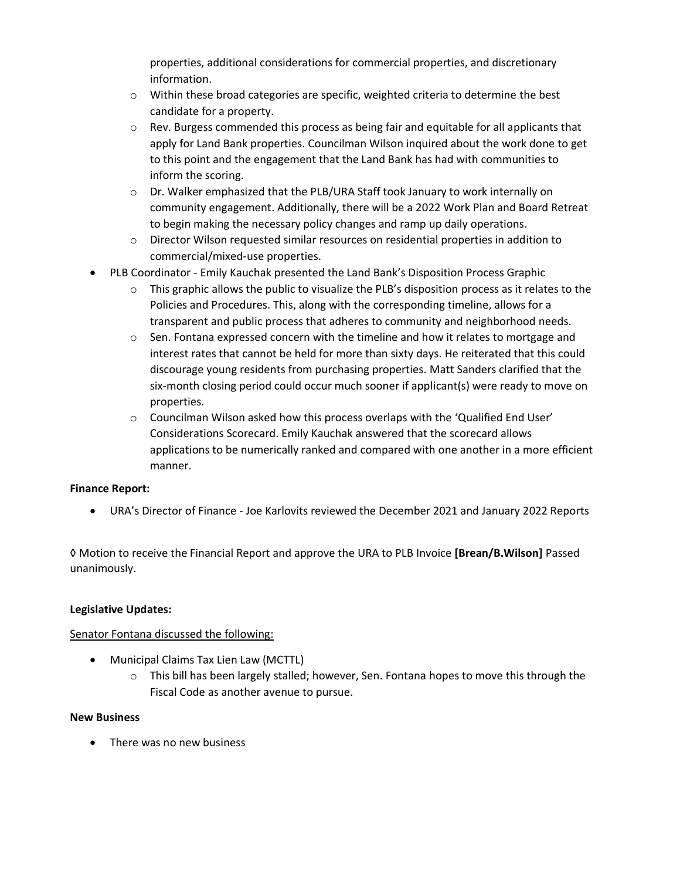properties, additional considerations for commercial properties, and discretionary information.

  - Within these broad categories are specific, weighted criteria to determine the best candidate for a property.
  - Rev. Burgess commended this process as being fair and equitable for all applicants that apply for Land Bank properties. Councilman Wilson inquired about the work done to get to this point and the engagement that the Land Bank has had with communities to inform the scoring.
  - Dr. Walker emphasized that the PLB/URA Staff took January to work internally on community engagement. Additionally, there will be a 2022 Work Plan and Board Retreat to begin making the necessary policy changes and ramp up daily operations.
  - Director Wilson requested similar resources on residential properties in addition to commercial/mixed-use properties.
- PLB Coordinator - Emily Kauchak presented the Land Bank's Disposition Process Graphic
  - This graphic allows the public to visualize the PLB's disposition process as it relates to the Policies and Procedures. This, along with the corresponding timeline, allows for a transparent and public process that adheres to community and neighborhood needs.
  - Sen. Fontana expressed concern with the timeline and how it relates to mortgage and interest rates that cannot be held for more than sixty days. He reiterated that this could discourage young residents from purchasing properties. Matt Sanders clarified that the six-month closing period could occur much sooner if applicant(s) were ready to move on properties.
  - Councilman Wilson asked how this process overlaps with the 'Qualified End User' Considerations Scorecard. Emily Kauchak answered that the scorecard allows applications to be numerically ranked and compared with one another in a more efficient manner.

**Finance Report:**

- URA's Director of Finance - Joe Karlovits reviewed the December 2021 and January 2022 Reports

◊ Motion to receive the Financial Report and approve the URA to PLB Invoice **[Brean/B.Wilson]** Passed unanimously.

**Legislative Updates:**

<u>Senator Fontana discussed the following:</u>

- Municipal Claims Tax Lien Law (MCTTL)
  - This bill has been largely stalled; however, Sen. Fontana hopes to move this through the Fiscal Code as another avenue to pursue.

**New Business**

- There was no new business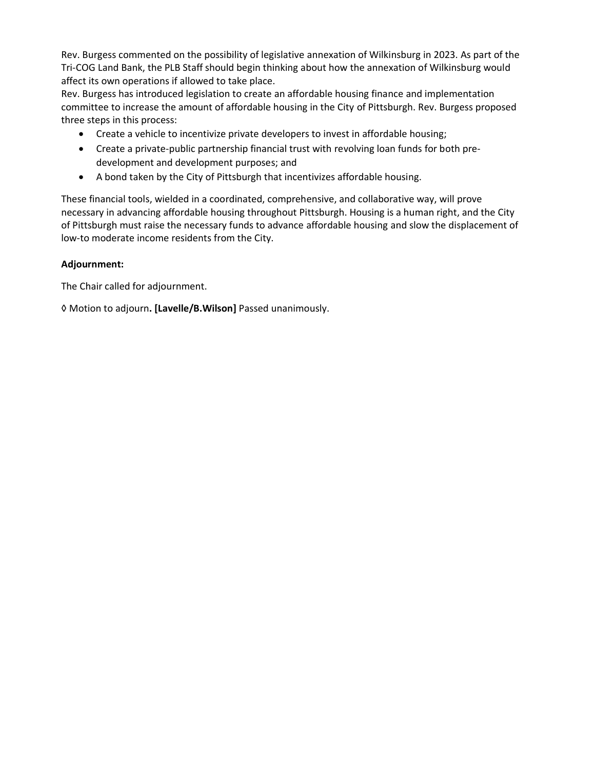Rev. Burgess commented on the possibility of legislative annexation of Wilkinsburg in 2023. As part of the Tri-COG Land Bank, the PLB Staff should begin thinking about how the annexation of Wilkinsburg would affect its own operations if allowed to take place.

Rev. Burgess has introduced legislation to create an affordable housing finance and implementation committee to increase the amount of affordable housing in the City of Pittsburgh. Rev. Burgess proposed three steps in this process:

- Create a vehicle to incentivize private developers to invest in affordable housing;
- Create a private-public partnership financial trust with revolving loan funds for both pre-development and development purposes; and
- A bond taken by the City of Pittsburgh that incentivizes affordable housing.

These financial tools, wielded in a coordinated, comprehensive, and collaborative way, will prove necessary in advancing affordable housing throughout Pittsburgh. Housing is a human right, and the City of Pittsburgh must raise the necessary funds to advance affordable housing and slow the displacement of low-to moderate income residents from the City.

**Adjournment:**

The Chair called for adjournment.

◊ Motion to adjourn**. [Lavelle/B.Wilson]** Passed unanimously.